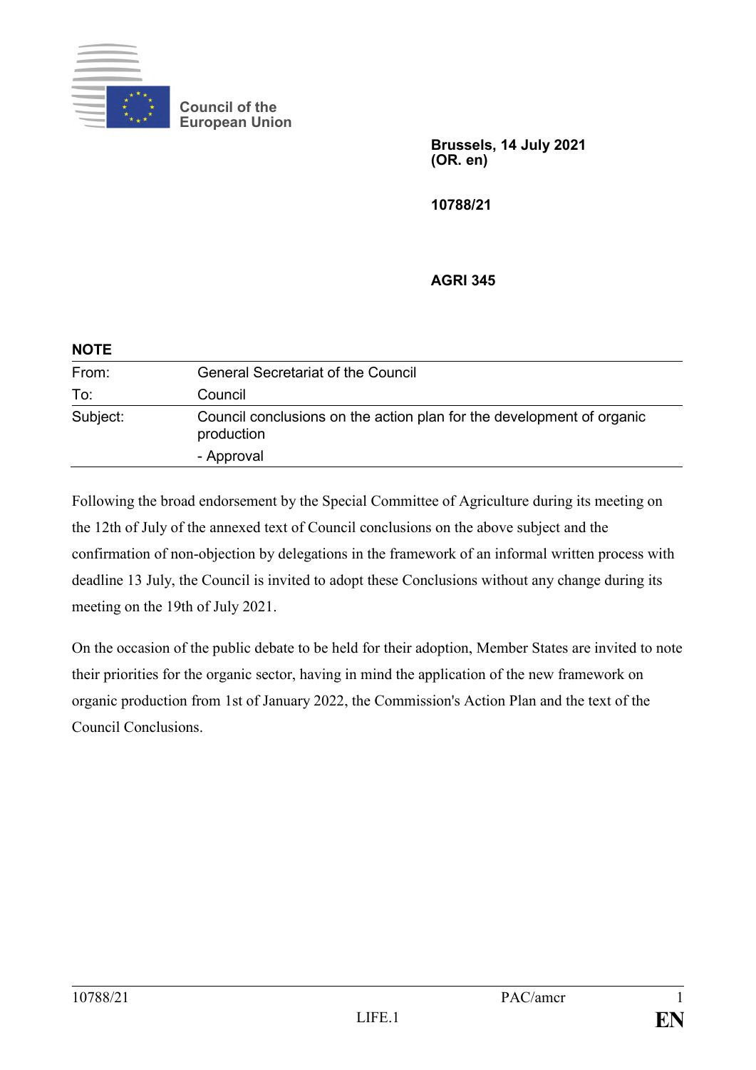Council of the European Union

**Brussels, 14 July 2021**
**(OR. en)**

**10788/21**

**AGRI 345**

**NOTE**

| | |
|---|---|
| From: | General Secretariat of the Council |
| To: | Council |
| Subject: | Council conclusions on the action plan for the development of organic production<br>- Approval |

Following the broad endorsement by the Special Committee of Agriculture during its meeting on the 12th of July of the annexed text of Council conclusions on the above subject and the confirmation of non-objection by delegations in the framework of an informal written process with deadline 13 July, the Council is invited to adopt these Conclusions without any change during its meeting on the 19th of July 2021.

On the occasion of the public debate to be held for their adoption, Member States are invited to note their priorities for the organic sector, having in mind the application of the new framework on organic production from 1st of January 2022, the Commission's Action Plan and the text of the Council Conclusions.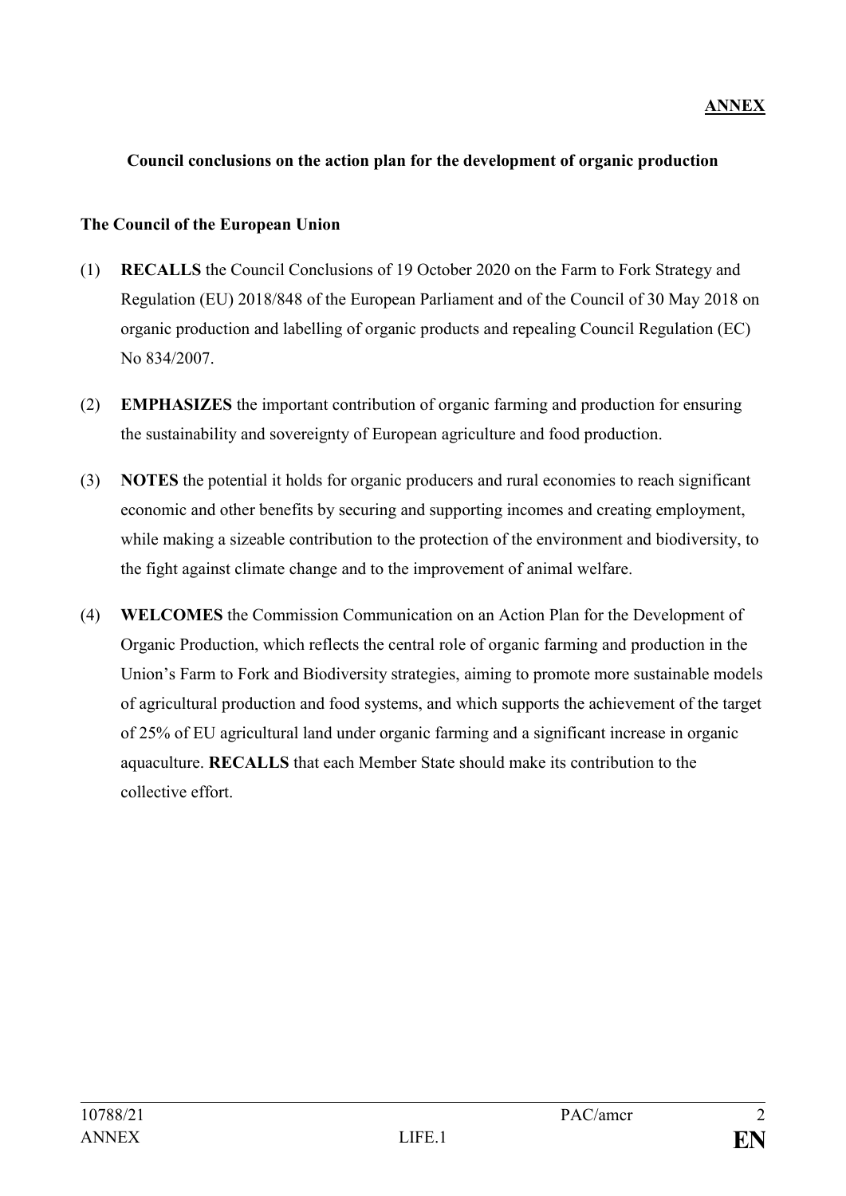**ANNEX**

**Council conclusions on the action plan for the development of organic production**

**The Council of the European Union**

(1) **RECALLS** the Council Conclusions of 19 October 2020 on the Farm to Fork Strategy and Regulation (EU) 2018/848 of the European Parliament and of the Council of 30 May 2018 on organic production and labelling of organic products and repealing Council Regulation (EC) No 834/2007.

(2) **EMPHASIZES** the important contribution of organic farming and production for ensuring the sustainability and sovereignty of European agriculture and food production.

(3) **NOTES** the potential it holds for organic producers and rural economies to reach significant economic and other benefits by securing and supporting incomes and creating employment, while making a sizeable contribution to the protection of the environment and biodiversity, to the fight against climate change and to the improvement of animal welfare.

(4) **WELCOMES** the Commission Communication on an Action Plan for the Development of Organic Production, which reflects the central role of organic farming and production in the Union's Farm to Fork and Biodiversity strategies, aiming to promote more sustainable models of agricultural production and food systems, and which supports the achievement of the target of 25% of EU agricultural land under organic farming and a significant increase in organic aquaculture. **RECALLS** that each Member State should make its contribution to the collective effort.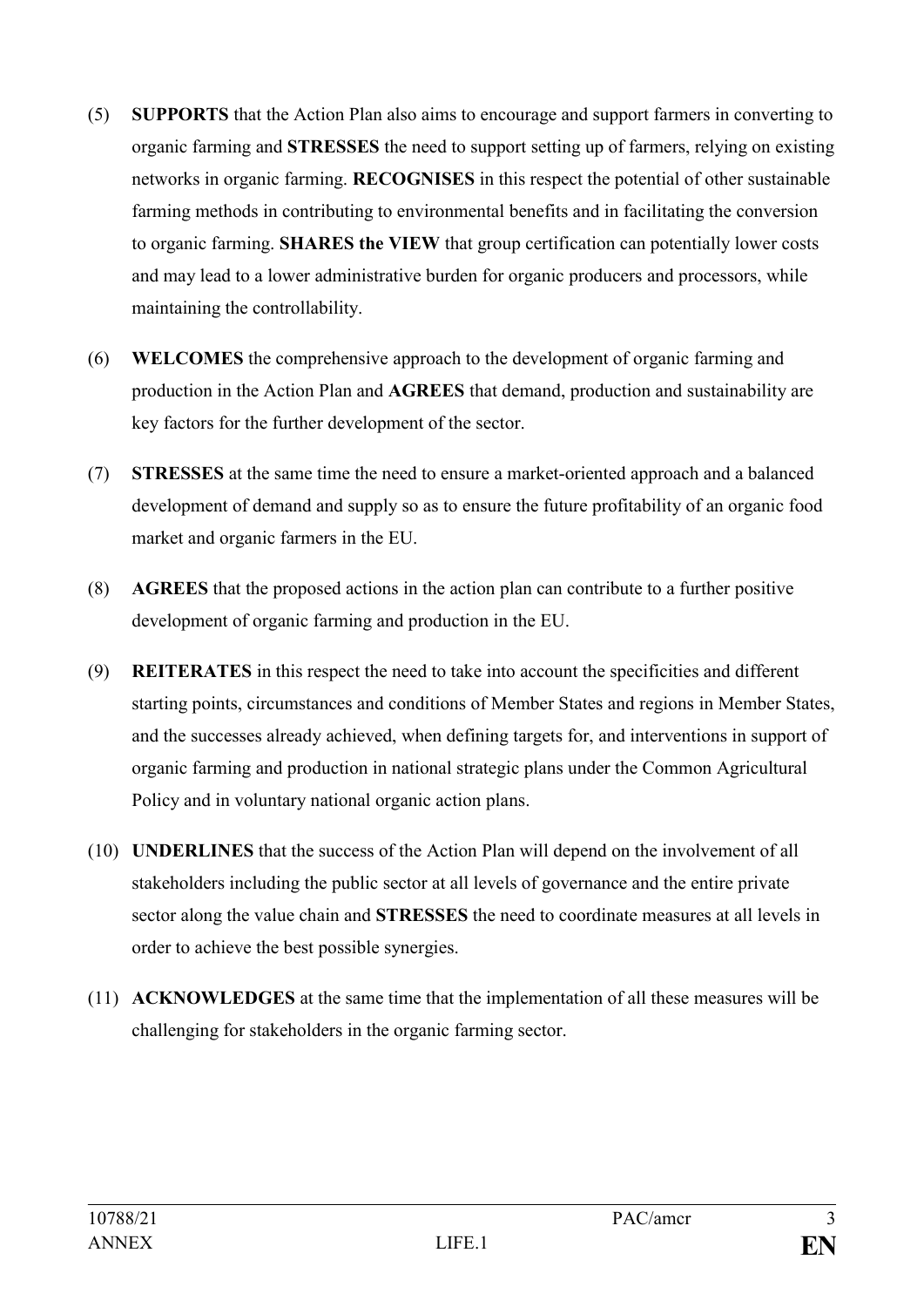(5) **SUPPORTS** that the Action Plan also aims to encourage and support farmers in converting to organic farming and **STRESSES** the need to support setting up of farmers, relying on existing networks in organic farming. **RECOGNISES** in this respect the potential of other sustainable farming methods in contributing to environmental benefits and in facilitating the conversion to organic farming. **SHARES the VIEW** that group certification can potentially lower costs and may lead to a lower administrative burden for organic producers and processors, while maintaining the controllability.

(6) **WELCOMES** the comprehensive approach to the development of organic farming and production in the Action Plan and **AGREES** that demand, production and sustainability are key factors for the further development of the sector.

(7) **STRESSES** at the same time the need to ensure a market-oriented approach and a balanced development of demand and supply so as to ensure the future profitability of an organic food market and organic farmers in the EU.

(8) **AGREES** that the proposed actions in the action plan can contribute to a further positive development of organic farming and production in the EU.

(9) **REITERATES** in this respect the need to take into account the specificities and different starting points, circumstances and conditions of Member States and regions in Member States, and the successes already achieved, when defining targets for, and interventions in support of organic farming and production in national strategic plans under the Common Agricultural Policy and in voluntary national organic action plans.

(10) **UNDERLINES** that the success of the Action Plan will depend on the involvement of all stakeholders including the public sector at all levels of governance and the entire private sector along the value chain and **STRESSES** the need to coordinate measures at all levels in order to achieve the best possible synergies.

(11) **ACKNOWLEDGES** at the same time that the implementation of all these measures will be challenging for stakeholders in the organic farming sector.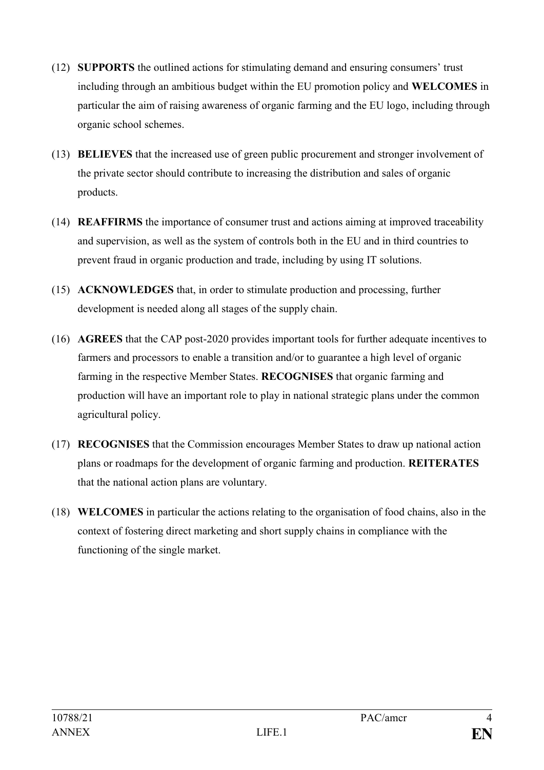(12) **SUPPORTS** the outlined actions for stimulating demand and ensuring consumers' trust including through an ambitious budget within the EU promotion policy and **WELCOMES** in particular the aim of raising awareness of organic farming and the EU logo, including through organic school schemes.

(13) **BELIEVES** that the increased use of green public procurement and stronger involvement of the private sector should contribute to increasing the distribution and sales of organic products.

(14) **REAFFIRMS** the importance of consumer trust and actions aiming at improved traceability and supervision, as well as the system of controls both in the EU and in third countries to prevent fraud in organic production and trade, including by using IT solutions.

(15) **ACKNOWLEDGES** that, in order to stimulate production and processing, further development is needed along all stages of the supply chain.

(16) **AGREES** that the CAP post-2020 provides important tools for further adequate incentives to farmers and processors to enable a transition and/or to guarantee a high level of organic farming in the respective Member States. **RECOGNISES** that organic farming and production will have an important role to play in national strategic plans under the common agricultural policy.

(17) **RECOGNISES** that the Commission encourages Member States to draw up national action plans or roadmaps for the development of organic farming and production. **REITERATES** that the national action plans are voluntary.

(18) **WELCOMES** in particular the actions relating to the organisation of food chains, also in the context of fostering direct marketing and short supply chains in compliance with the functioning of the single market.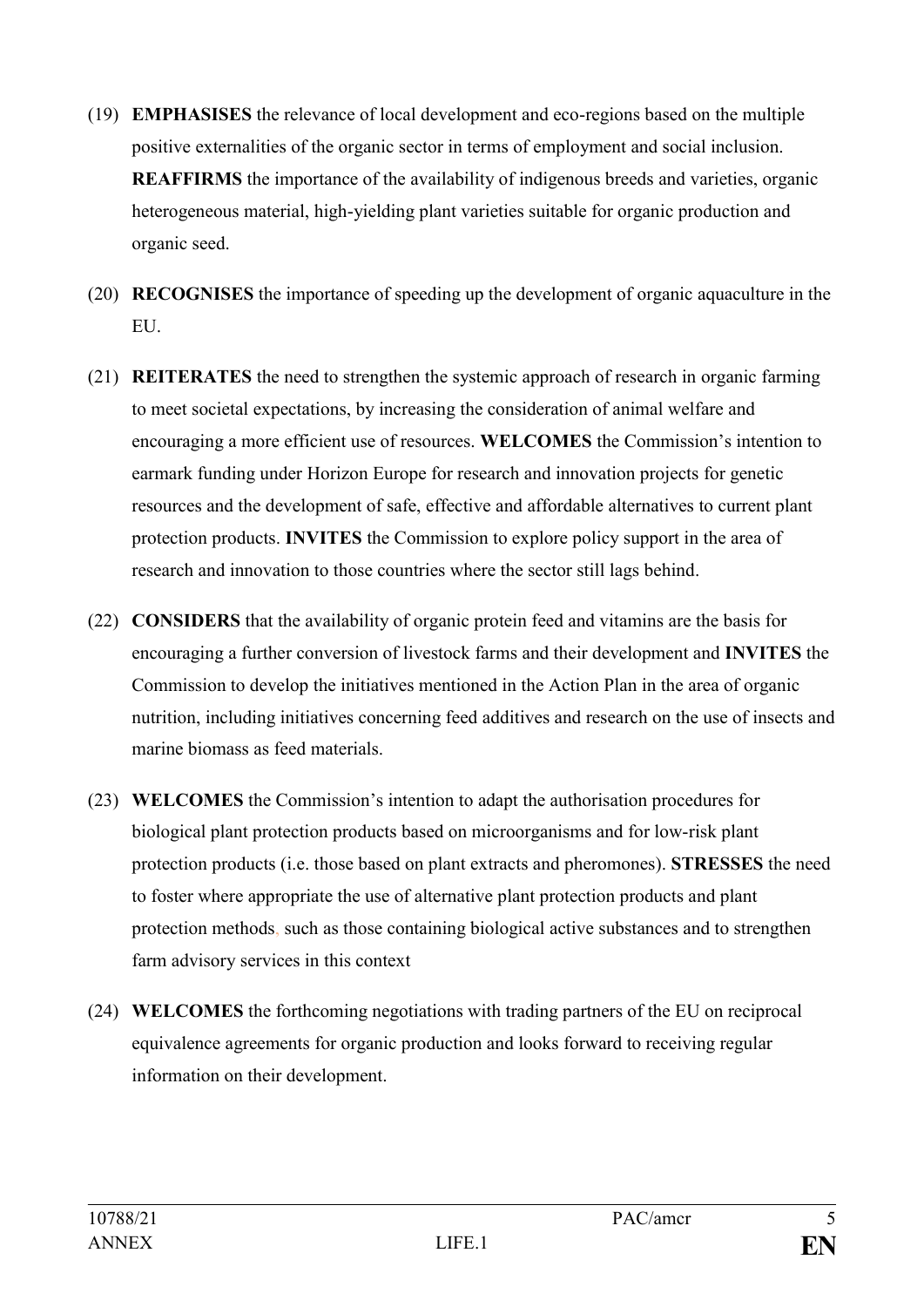(19) **EMPHASISES** the relevance of local development and eco-regions based on the multiple positive externalities of the organic sector in terms of employment and social inclusion. **REAFFIRMS** the importance of the availability of indigenous breeds and varieties, organic heterogeneous material, high-yielding plant varieties suitable for organic production and organic seed.

(20) **RECOGNISES** the importance of speeding up the development of organic aquaculture in the EU.

(21) **REITERATES** the need to strengthen the systemic approach of research in organic farming to meet societal expectations, by increasing the consideration of animal welfare and encouraging a more efficient use of resources. **WELCOMES** the Commission's intention to earmark funding under Horizon Europe for research and innovation projects for genetic resources and the development of safe, effective and affordable alternatives to current plant protection products. **INVITES** the Commission to explore policy support in the area of research and innovation to those countries where the sector still lags behind.

(22) **CONSIDERS** that the availability of organic protein feed and vitamins are the basis for encouraging a further conversion of livestock farms and their development and **INVITES** the Commission to develop the initiatives mentioned in the Action Plan in the area of organic nutrition, including initiatives concerning feed additives and research on the use of insects and marine biomass as feed materials.

(23) **WELCOMES** the Commission's intention to adapt the authorisation procedures for biological plant protection products based on microorganisms and for low-risk plant protection products (i.e. those based on plant extracts and pheromones). **STRESSES** the need to foster where appropriate the use of alternative plant protection products and plant protection methods, such as those containing biological active substances and to strengthen farm advisory services in this context

(24) **WELCOMES** the forthcoming negotiations with trading partners of the EU on reciprocal equivalence agreements for organic production and looks forward to receiving regular information on their development.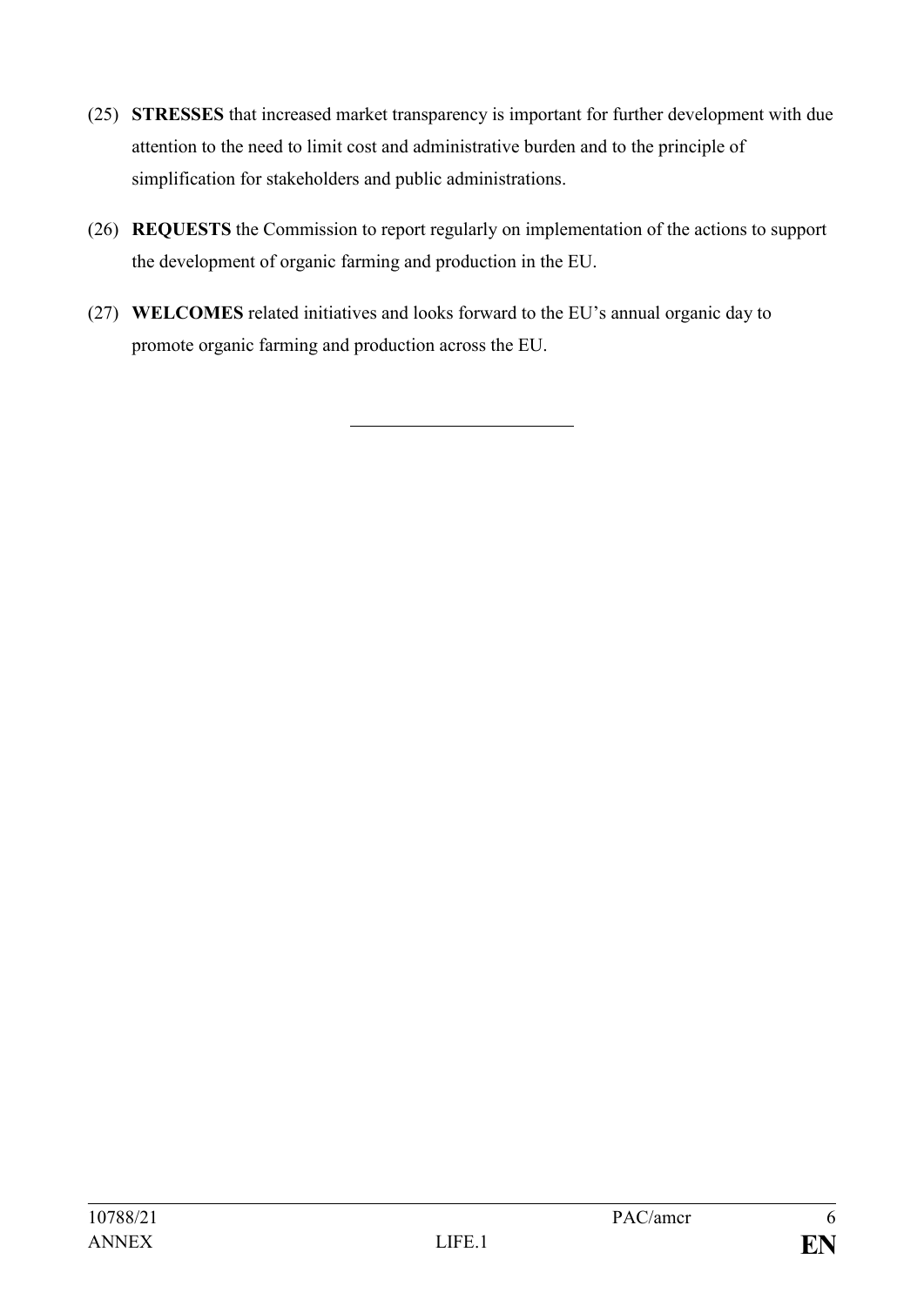(25) **STRESSES** that increased market transparency is important for further development with due attention to the need to limit cost and administrative burden and to the principle of simplification for stakeholders and public administrations.

(26) **REQUESTS** the Commission to report regularly on implementation of the actions to support the development of organic farming and production in the EU.

(27) **WELCOMES** related initiatives and looks forward to the EU's annual organic day to promote organic farming and production across the EU.